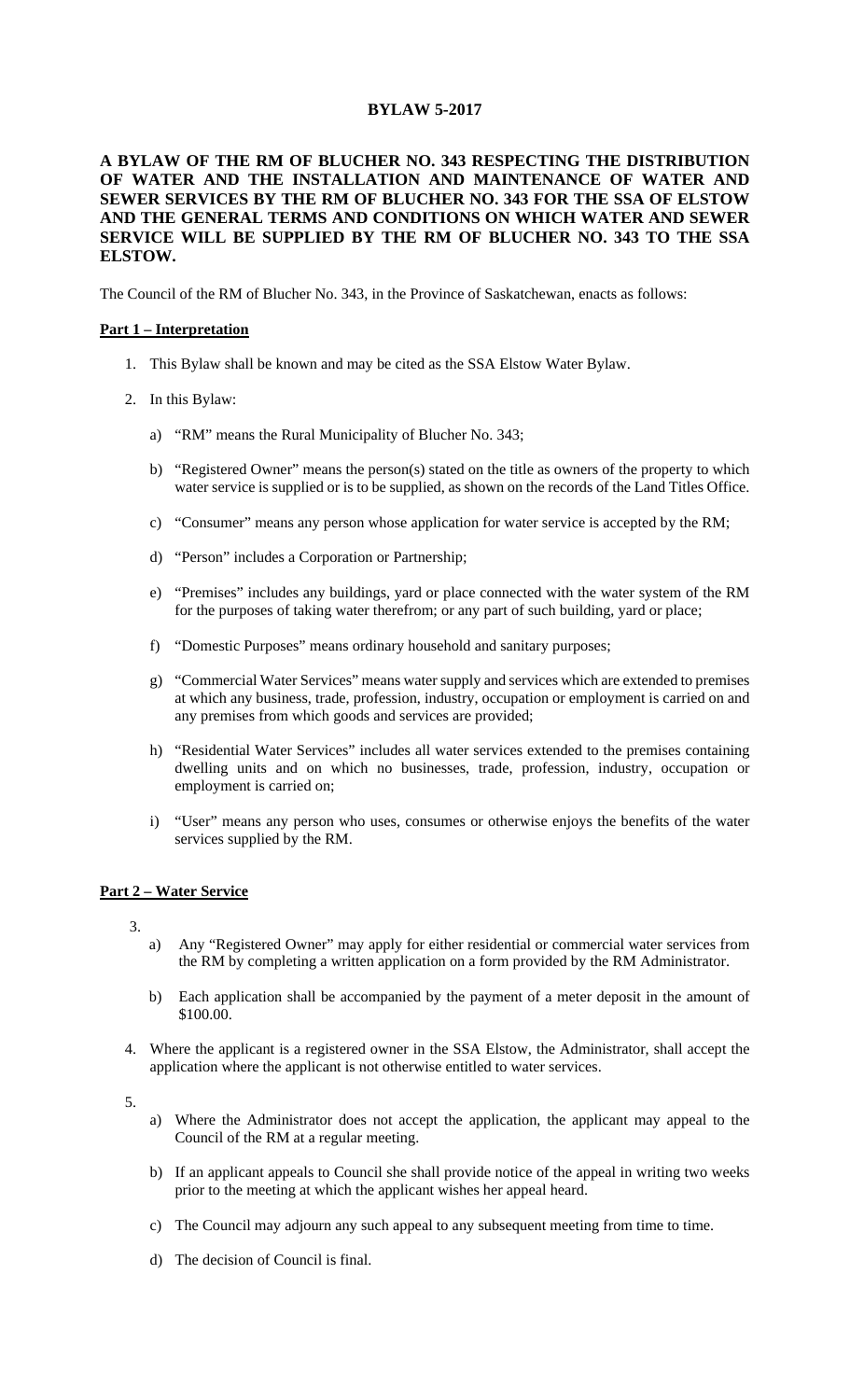# BYLAW 5-2017

**A BYLAW OF THE RM OF BLUCHER NO. 343 RESPECTING THE DISTRIBUTION OF WATER AND THE INSTALLATION AND MAINTENANCE OF WATER AND SEWER SERVICES BY THE RM OF BLUCHER NO. 343 FOR THE SSA OF ELSTOW AND THE GENERAL TERMS AND CONDITIONS ON WHICH WATER AND SEWER SERVICE WILL BE SUPPLIED BY THE RM OF BLUCHER NO. 343 TO THE SSA ELSTOW.**

The Council of the RM of Blucher No. 343, in the Province of Saskatchewan, enacts as follows:

## Part 1 – Interpretation

1. This Bylaw shall be known and may be cited as the SSA Elstow Water Bylaw.
2. In this Bylaw:
   a) "RM" means the Rural Municipality of Blucher No. 343;
   b) "Registered Owner" means the person(s) stated on the title as owners of the property to which water service is supplied or is to be supplied, as shown on the records of the Land Titles Office.
   c) "Consumer" means any person whose application for water service is accepted by the RM;
   d) "Person" includes a Corporation or Partnership;
   e) "Premises" includes any buildings, yard or place connected with the water system of the RM for the purposes of taking water therefrom; or any part of such building, yard or place;
   f) "Domestic Purposes" means ordinary household and sanitary purposes;
   g) "Commercial Water Services" means water supply and services which are extended to premises at which any business, trade, profession, industry, occupation or employment is carried on and any premises from which goods and services are provided;
   h) "Residential Water Services" includes all water services extended to the premises containing dwelling units and on which no businesses, trade, profession, industry, occupation or employment is carried on;
   i) "User" means any person who uses, consumes or otherwise enjoys the benefits of the water services supplied by the RM.

## Part 2 – Water Service

3. 
   a) Any "Registered Owner" may apply for either residential or commercial water services from the RM by completing a written application on a form provided by the RM Administrator.
   b) Each application shall be accompanied by the payment of a meter deposit in the amount of $100.00.
4. Where the applicant is a registered owner in the SSA Elstow, the Administrator, shall accept the application where the applicant is not otherwise entitled to water services.
5. 
   a) Where the Administrator does not accept the application, the applicant may appeal to the Council of the RM at a regular meeting.
   b) If an applicant appeals to Council she shall provide notice of the appeal in writing two weeks prior to the meeting at which the applicant wishes her appeal heard.
   c) The Council may adjourn any such appeal to any subsequent meeting from time to time.
   d) The decision of Council is final.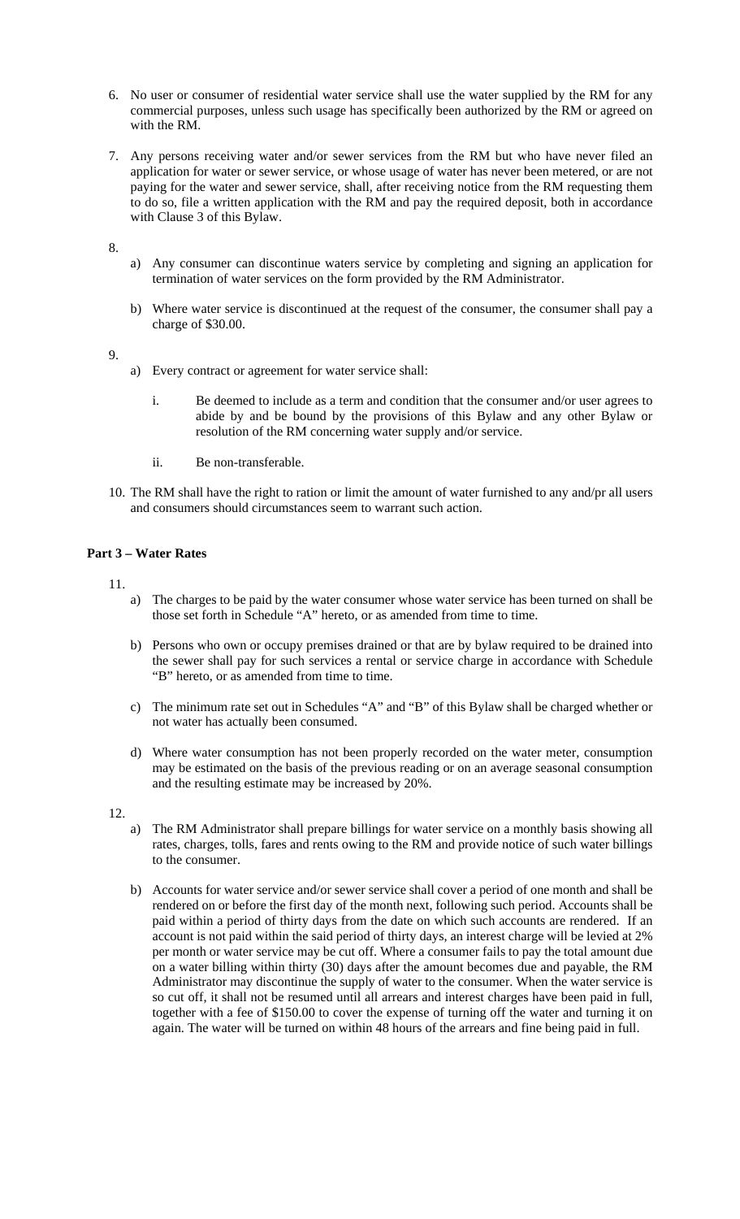6. No user or consumer of residential water service shall use the water supplied by the RM for any commercial purposes, unless such usage has specifically been authorized by the RM or agreed on with the RM.

7. Any persons receiving water and/or sewer services from the RM but who have never filed an application for water or sewer service, or whose usage of water has never been metered, or are not paying for the water and sewer service, shall, after receiving notice from the RM requesting them to do so, file a written application with the RM and pay the required deposit, both in accordance with Clause 3 of this Bylaw.

8.
   a) Any consumer can discontinue waters service by completing and signing an application for termination of water services on the form provided by the RM Administrator.

   b) Where water service is discontinued at the request of the consumer, the consumer shall pay a charge of $30.00.

9.
   a) Every contract or agreement for water service shall:

      i. Be deemed to include as a term and condition that the consumer and/or user agrees to abide by and be bound by the provisions of this Bylaw and any other Bylaw or resolution of the RM concerning water supply and/or service.

      ii. Be non-transferable.

10. The RM shall have the right to ration or limit the amount of water furnished to any and/pr all users and consumers should circumstances seem to warrant such action.

**Part 3 – Water Rates**

11.
   a) The charges to be paid by the water consumer whose water service has been turned on shall be those set forth in Schedule "A" hereto, or as amended from time to time.

   b) Persons who own or occupy premises drained or that are by bylaw required to be drained into the sewer shall pay for such services a rental or service charge in accordance with Schedule "B" hereto, or as amended from time to time.

   c) The minimum rate set out in Schedules "A" and "B" of this Bylaw shall be charged whether or not water has actually been consumed.

   d) Where water consumption has not been properly recorded on the water meter, consumption may be estimated on the basis of the previous reading or on an average seasonal consumption and the resulting estimate may be increased by 20%.

12.
   a) The RM Administrator shall prepare billings for water service on a monthly basis showing all rates, charges, tolls, fares and rents owing to the RM and provide notice of such water billings to the consumer.

   b) Accounts for water service and/or sewer service shall cover a period of one month and shall be rendered on or before the first day of the month next, following such period. Accounts shall be paid within a period of thirty days from the date on which such accounts are rendered. If an account is not paid within the said period of thirty days, an interest charge will be levied at 2% per month or water service may be cut off. Where a consumer fails to pay the total amount due on a water billing within thirty (30) days after the amount becomes due and payable, the RM Administrator may discontinue the supply of water to the consumer. When the water service is so cut off, it shall not be resumed until all arrears and interest charges have been paid in full, together with a fee of $150.00 to cover the expense of turning off the water and turning it on again. The water will be turned on within 48 hours of the arrears and fine being paid in full.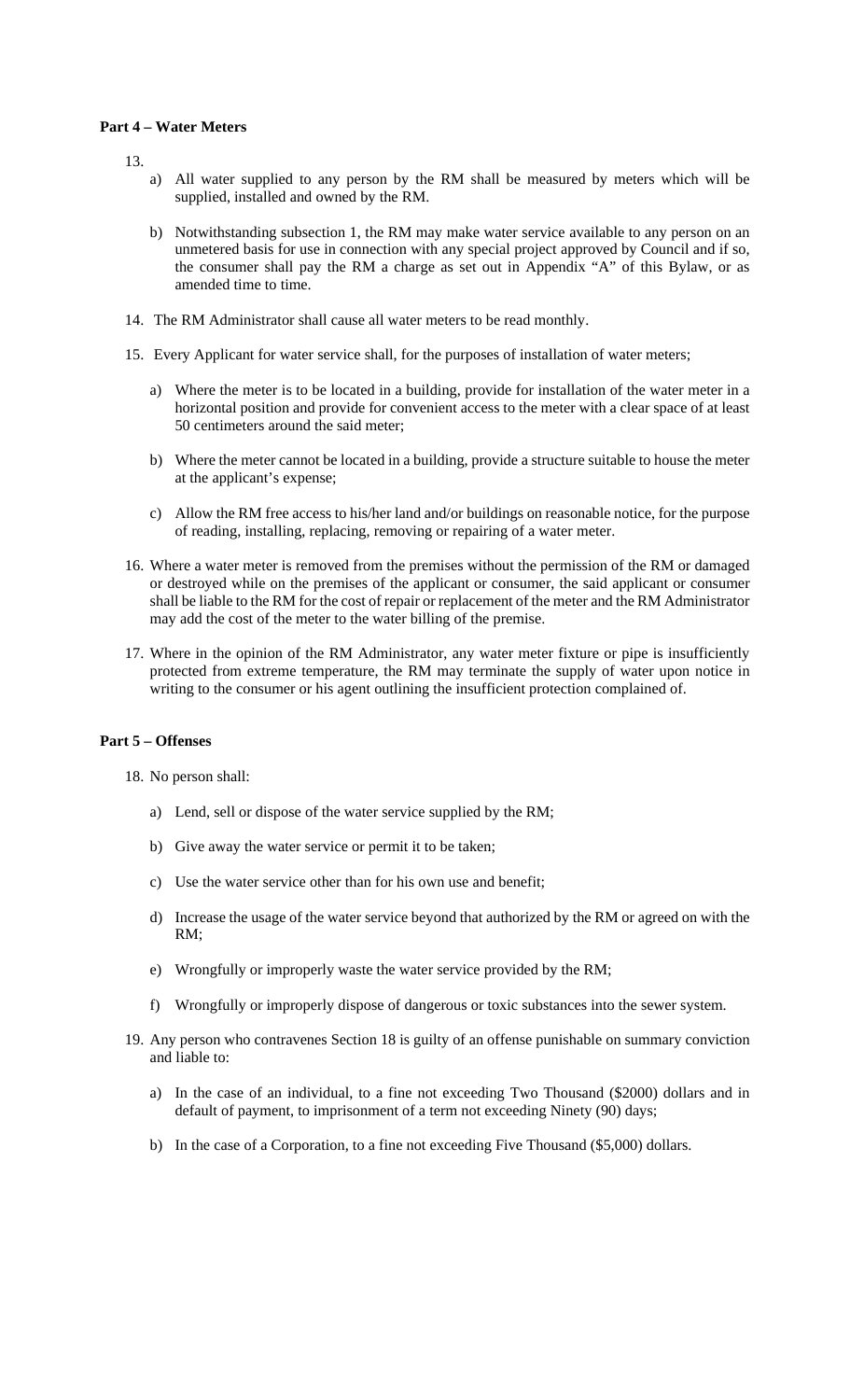**Part 4 – Water Meters**

13.

a) All water supplied to any person by the RM shall be measured by meters which will be supplied, installed and owned by the RM.

b) Notwithstanding subsection 1, the RM may make water service available to any person on an unmetered basis for use in connection with any special project approved by Council and if so, the consumer shall pay the RM a charge as set out in Appendix "A" of this Bylaw, or as amended time to time.

14. The RM Administrator shall cause all water meters to be read monthly.

15. Every Applicant for water service shall, for the purposes of installation of water meters;

a) Where the meter is to be located in a building, provide for installation of the water meter in a horizontal position and provide for convenient access to the meter with a clear space of at least 50 centimeters around the said meter;

b) Where the meter cannot be located in a building, provide a structure suitable to house the meter at the applicant's expense;

c) Allow the RM free access to his/her land and/or buildings on reasonable notice, for the purpose of reading, installing, replacing, removing or repairing of a water meter.

16. Where a water meter is removed from the premises without the permission of the RM or damaged or destroyed while on the premises of the applicant or consumer, the said applicant or consumer shall be liable to the RM for the cost of repair or replacement of the meter and the RM Administrator may add the cost of the meter to the water billing of the premise.

17. Where in the opinion of the RM Administrator, any water meter fixture or pipe is insufficiently protected from extreme temperature, the RM may terminate the supply of water upon notice in writing to the consumer or his agent outlining the insufficient protection complained of.

**Part 5 – Offenses**

18. No person shall:

a) Lend, sell or dispose of the water service supplied by the RM;

b) Give away the water service or permit it to be taken;

c) Use the water service other than for his own use and benefit;

d) Increase the usage of the water service beyond that authorized by the RM or agreed on with the RM;

e) Wrongfully or improperly waste the water service provided by the RM;

f) Wrongfully or improperly dispose of dangerous or toxic substances into the sewer system.

19. Any person who contravenes Section 18 is guilty of an offense punishable on summary conviction and liable to:

a) In the case of an individual, to a fine not exceeding Two Thousand ($2000) dollars and in default of payment, to imprisonment of a term not exceeding Ninety (90) days;

b) In the case of a Corporation, to a fine not exceeding Five Thousand ($5,000) dollars.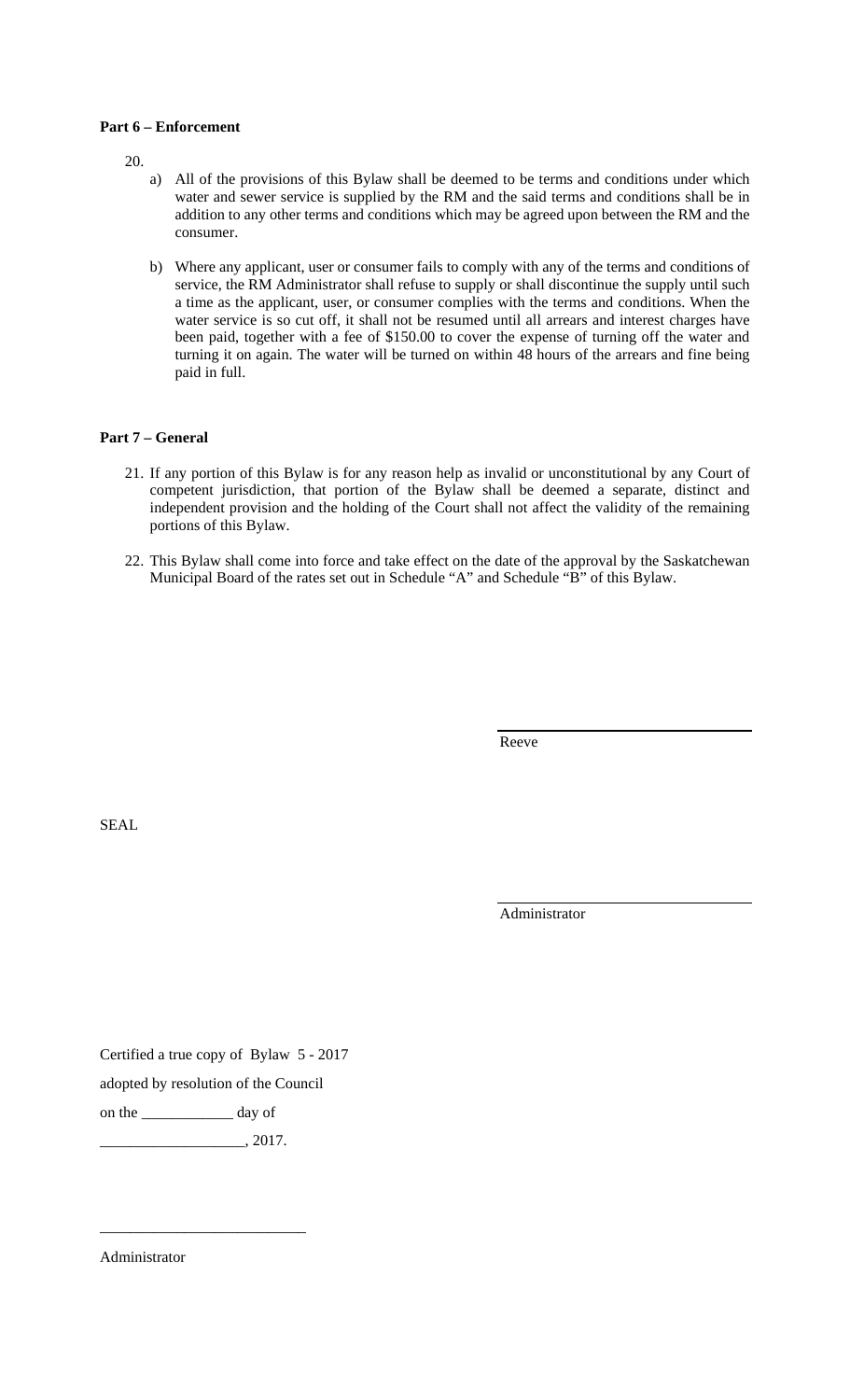**Part 6 – Enforcement**

20.

a) All of the provisions of this Bylaw shall be deemed to be terms and conditions under which water and sewer service is supplied by the RM and the said terms and conditions shall be in addition to any other terms and conditions which may be agreed upon between the RM and the consumer.

b) Where any applicant, user or consumer fails to comply with any of the terms and conditions of service, the RM Administrator shall refuse to supply or shall discontinue the supply until such a time as the applicant, user, or consumer complies with the terms and conditions. When the water service is so cut off, it shall not be resumed until all arrears and interest charges have been paid, together with a fee of $150.00 to cover the expense of turning off the water and turning it on again. The water will be turned on within 48 hours of the arrears and fine being paid in full.

**Part 7 – General**

21. If any portion of this Bylaw is for any reason help as invalid or unconstitutional by any Court of competent jurisdiction, that portion of the Bylaw shall be deemed a separate, distinct and independent provision and the holding of the Court shall not affect the validity of the remaining portions of this Bylaw.

22. This Bylaw shall come into force and take effect on the date of the approval by the Saskatchewan Municipal Board of the rates set out in Schedule "A" and Schedule "B" of this Bylaw.

Reeve

SEAL

Administrator

Certified a true copy of Bylaw 5 - 2017

adopted by resolution of the Council

on the ____________ day of

___________________, 2017.

___________________________

Administrator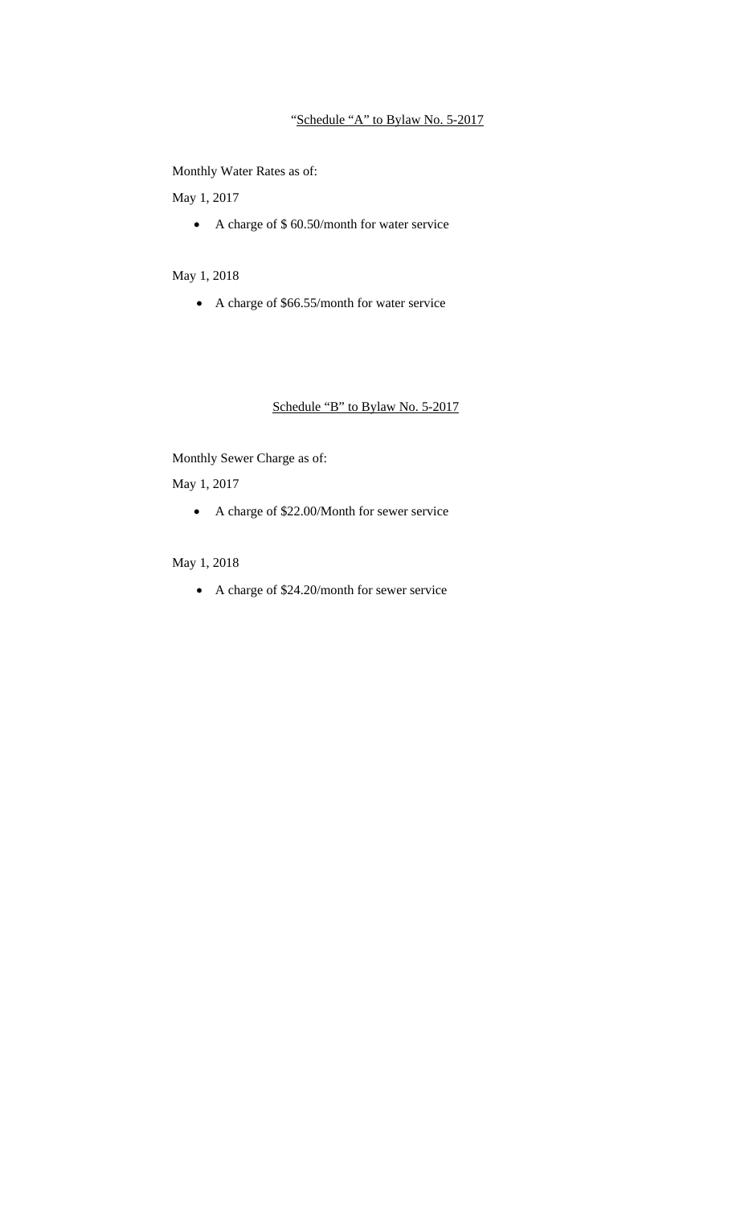"Schedule "A" to Bylaw No. 5-2017

Monthly Water Rates as of:

May 1, 2017

- A charge of $ 60.50/month for water service

May 1, 2018

- A charge of $66.55/month for water service

Schedule "B" to Bylaw No. 5-2017

Monthly Sewer Charge as of:

May 1, 2017

- A charge of $22.00/Month for sewer service

May 1, 2018

- A charge of $24.20/month for sewer service